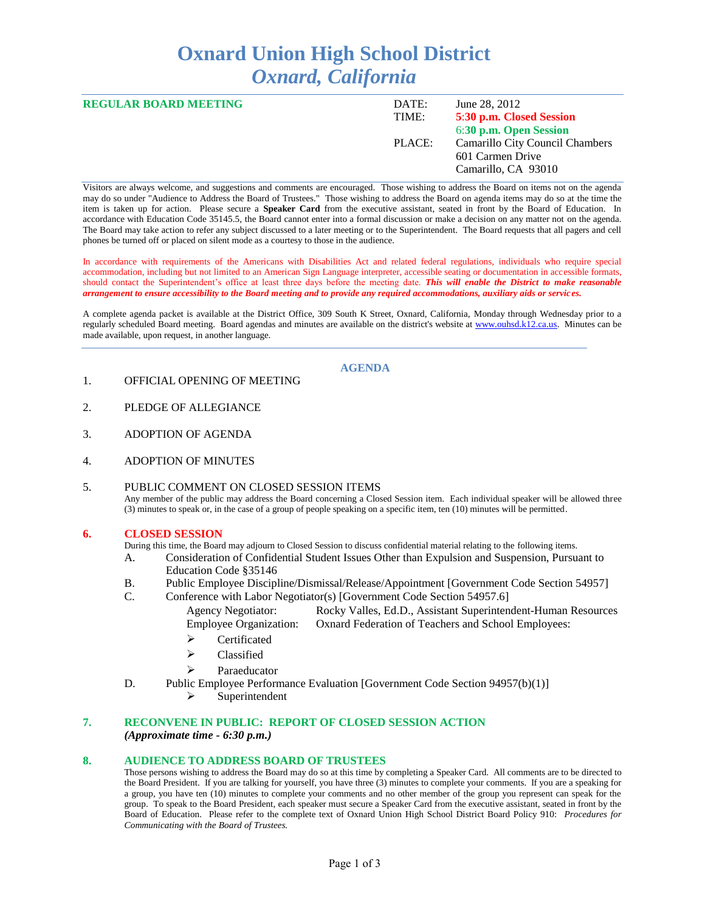# Oxnard Union High School District
## *Oxnard, California*

**REGULAR BOARD MEETING**

| | |
|---|---|
| DATE: | June 28, 2012 |
| TIME: | **5:30 p.m. Closed Session** |
| | **6:30 p.m. Open Session** |
| PLACE: | Camarillo City Council Chambers |
| | 601 Carmen Drive |
| | Camarillo, CA 93010 |

Visitors are always welcome, and suggestions and comments are encouraged. Those wishing to address the Board on items not on the agenda may do so under "Audience to Address the Board of Trustees." Those wishing to address the Board on agenda items may do so at the time the item is taken up for action. Please secure a **Speaker Card** from the executive assistant, seated in front by the Board of Education. In accordance with Education Code 35145.5, the Board cannot enter into a formal discussion or make a decision on any matter not on the agenda. The Board may take action to refer any subject discussed to a later meeting or to the Superintendent. The Board requests that all pagers and cell phones be turned off or placed on silent mode as a courtesy to those in the audience.

In accordance with requirements of the Americans with Disabilities Act and related federal regulations, individuals who require special accommodation, including but not limited to an American Sign Language interpreter, accessible seating or documentation in accessible formats, should contact the Superintendent's office at least three days before the meeting date. ***This will enable the District to make reasonable arrangement to ensure accessibility to the Board meeting and to provide any required accommodations, auxiliary aids or services.***

A complete agenda packet is available at the District Office, 309 South K Street, Oxnard, California, Monday through Wednesday prior to a regularly scheduled Board meeting. Board agendas and minutes are available on the district's website at www.ouhsd.k12.ca.us. Minutes can be made available, upon request, in another language.

## AGENDA

1. OFFICIAL OPENING OF MEETING

2. PLEDGE OF ALLEGIANCE

3. ADOPTION OF AGENDA

4. ADOPTION OF MINUTES

5. PUBLIC COMMENT ON CLOSED SESSION ITEMS

   Any member of the public may address the Board concerning a Closed Session item. Each individual speaker will be allowed three (3) minutes to speak or, in the case of a group of people speaking on a specific item, ten (10) minutes will be permitted.

6. **CLOSED SESSION**

   During this time, the Board may adjourn to Closed Session to discuss confidential material relating to the following items.

   A. Consideration of Confidential Student Issues Other than Expulsion and Suspension, Pursuant to Education Code §35146

   B. Public Employee Discipline/Dismissal/Release/Appointment [Government Code Section 54957]

   C. Conference with Labor Negotiator(s) [Government Code Section 54957.6]

      Agency Negotiator: Rocky Valles, Ed.D., Assistant Superintendent-Human Resources

      Employee Organization: Oxnard Federation of Teachers and School Employees:

      - Certificated
      - Classified
      - Paraeducator

   D. Public Employee Performance Evaluation [Government Code Section 94957(b)(1)]

      - Superintendent

7. **RECONVENE IN PUBLIC: REPORT OF CLOSED SESSION ACTION**

   ***(Approximate time - 6:30 p.m.)***

8. **AUDIENCE TO ADDRESS BOARD OF TRUSTEES**

   Those persons wishing to address the Board may do so at this time by completing a Speaker Card. All comments are to be directed to the Board President. If you are talking for yourself, you have three (3) minutes to complete your comments. If you are a speaking for a group, you have ten (10) minutes to complete your comments and no other member of the group you represent can speak for the group. To speak to the Board President, each speaker must secure a Speaker Card from the executive assistant, seated in front by the Board of Education. Please refer to the complete text of Oxnard Union High School District Board Policy 910: *Procedures for Communicating with the Board of Trustees.*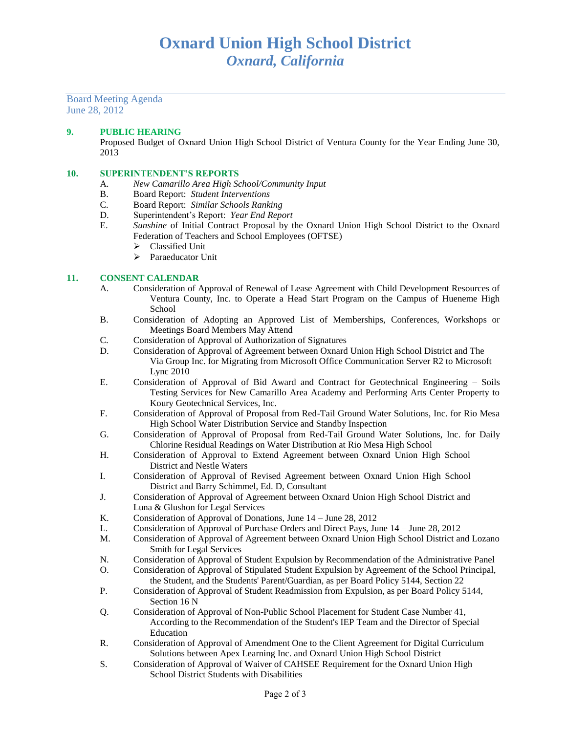# Oxnard Union High School District
## *Oxnard, California*

Board Meeting Agenda
June 28, 2012

**9. PUBLIC HEARING**

Proposed Budget of Oxnard Union High School District of Ventura County for the Year Ending June 30, 2013

**10. SUPERINTENDENT'S REPORTS**

A. *New Camarillo Area High School/Community Input*
B. Board Report: *Student Interventions*
C. Board Report: *Similar Schools Ranking*
D. Superintendent's Report: *Year End Report*
E. *Sunshine* of Initial Contract Proposal by the Oxnard Union High School District to the Oxnard Federation of Teachers and School Employees (OFTSE)
   - Classified Unit
   - Paraeducator Unit

**11. CONSENT CALENDAR**

A. Consideration of Approval of Renewal of Lease Agreement with Child Development Resources of Ventura County, Inc. to Operate a Head Start Program on the Campus of Hueneme High School
B. Consideration of Adopting an Approved List of Memberships, Conferences, Workshops or Meetings Board Members May Attend
C. Consideration of Approval of Authorization of Signatures
D. Consideration of Approval of Agreement between Oxnard Union High School District and The Via Group Inc. for Migrating from Microsoft Office Communication Server R2 to Microsoft Lync 2010
E. Consideration of Approval of Bid Award and Contract for Geotechnical Engineering – Soils Testing Services for New Camarillo Area Academy and Performing Arts Center Property to Koury Geotechnical Services, Inc.
F. Consideration of Approval of Proposal from Red-Tail Ground Water Solutions, Inc. for Rio Mesa High School Water Distribution Service and Standby Inspection
G. Consideration of Approval of Proposal from Red-Tail Ground Water Solutions, Inc. for Daily Chlorine Residual Readings on Water Distribution at Rio Mesa High School
H. Consideration of Approval to Extend Agreement between Oxnard Union High School District and Nestle Waters
I. Consideration of Approval of Revised Agreement between Oxnard Union High School District and Barry Schimmel, Ed. D, Consultant
J. Consideration of Approval of Agreement between Oxnard Union High School District and Luna & Glushon for Legal Services
K. Consideration of Approval of Donations, June 14 – June 28, 2012
L. Consideration of Approval of Purchase Orders and Direct Pays, June 14 – June 28, 2012
M. Consideration of Approval of Agreement between Oxnard Union High School District and Lozano Smith for Legal Services
N. Consideration of Approval of Student Expulsion by Recommendation of the Administrative Panel
O. Consideration of Approval of Stipulated Student Expulsion by Agreement of the School Principal, the Student, and the Students' Parent/Guardian, as per Board Policy 5144, Section 22
P. Consideration of Approval of Student Readmission from Expulsion, as per Board Policy 5144, Section 16 N
Q. Consideration of Approval of Non-Public School Placement for Student Case Number 41, According to the Recommendation of the Student's IEP Team and the Director of Special Education
R. Consideration of Approval of Amendment One to the Client Agreement for Digital Curriculum Solutions between Apex Learning Inc. and Oxnard Union High School District
S. Consideration of Approval of Waiver of CAHSEE Requirement for the Oxnard Union High School District Students with Disabilities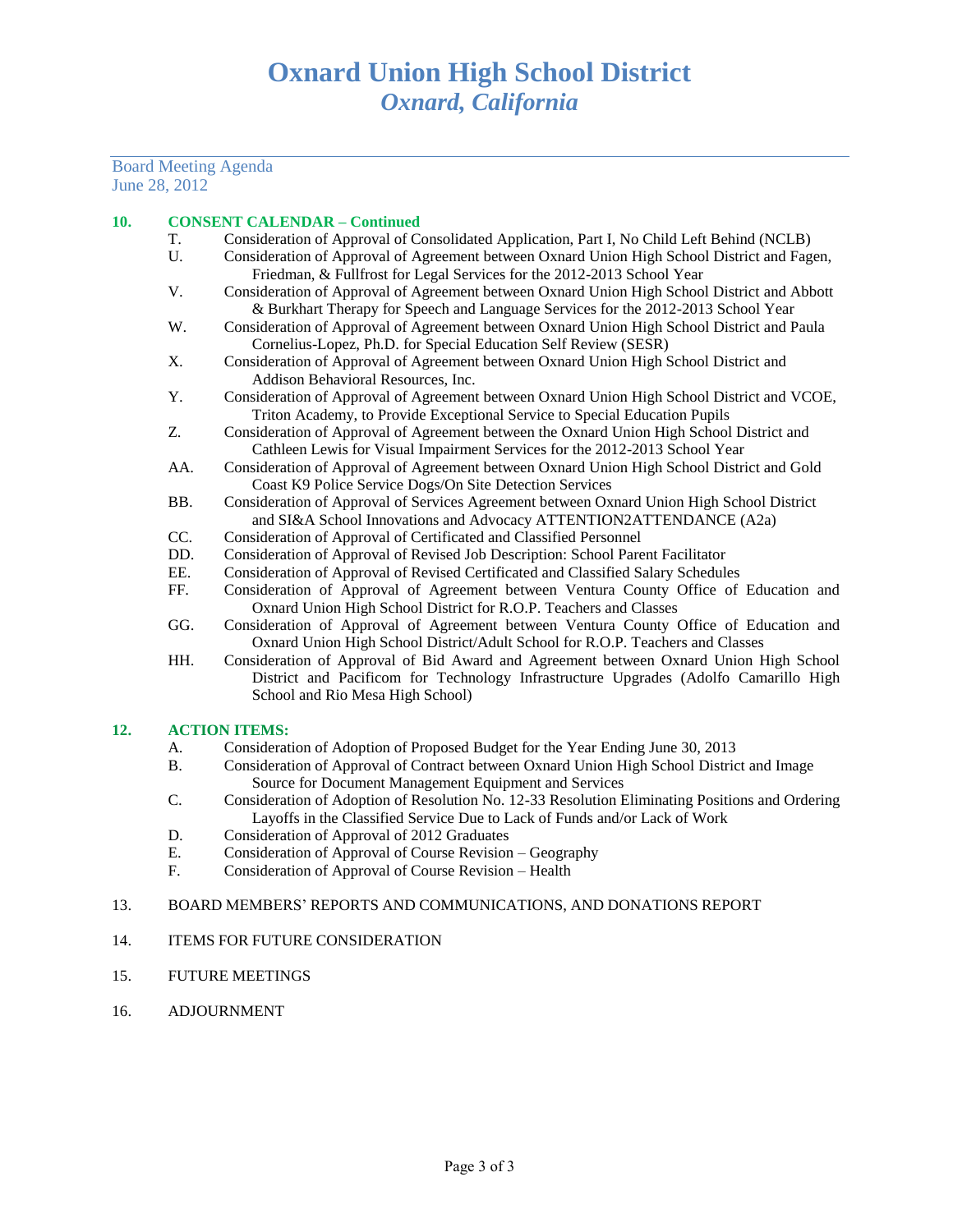# Oxnard Union High School District
## *Oxnard, California*

Board Meeting Agenda
June 28, 2012

**10. CONSENT CALENDAR – Continued**

- T. Consideration of Approval of Consolidated Application, Part I, No Child Left Behind (NCLB)
- U. Consideration of Approval of Agreement between Oxnard Union High School District and Fagen, Friedman, & Fullfrost for Legal Services for the 2012-2013 School Year
- V. Consideration of Approval of Agreement between Oxnard Union High School District and Abbott & Burkhart Therapy for Speech and Language Services for the 2012-2013 School Year
- W. Consideration of Approval of Agreement between Oxnard Union High School District and Paula Cornelius-Lopez, Ph.D. for Special Education Self Review (SESR)
- X. Consideration of Approval of Agreement between Oxnard Union High School District and Addison Behavioral Resources, Inc.
- Y. Consideration of Approval of Agreement between Oxnard Union High School District and VCOE, Triton Academy, to Provide Exceptional Service to Special Education Pupils
- Z. Consideration of Approval of Agreement between the Oxnard Union High School District and Cathleen Lewis for Visual Impairment Services for the 2012-2013 School Year
- AA. Consideration of Approval of Agreement between Oxnard Union High School District and Gold Coast K9 Police Service Dogs/On Site Detection Services
- BB. Consideration of Approval of Services Agreement between Oxnard Union High School District and SI&A School Innovations and Advocacy ATTENTION2ATTENDANCE (A2a)
- CC. Consideration of Approval of Certificated and Classified Personnel
- DD. Consideration of Approval of Revised Job Description: School Parent Facilitator
- EE. Consideration of Approval of Revised Certificated and Classified Salary Schedules
- FF. Consideration of Approval of Agreement between Ventura County Office of Education and Oxnard Union High School District for R.O.P. Teachers and Classes
- GG. Consideration of Approval of Agreement between Ventura County Office of Education and Oxnard Union High School District/Adult School for R.O.P. Teachers and Classes
- HH. Consideration of Approval of Bid Award and Agreement between Oxnard Union High School District and Pacificom for Technology Infrastructure Upgrades (Adolfo Camarillo High School and Rio Mesa High School)

**12. ACTION ITEMS:**

- A. Consideration of Adoption of Proposed Budget for the Year Ending June 30, 2013
- B. Consideration of Approval of Contract between Oxnard Union High School District and Image Source for Document Management Equipment and Services
- C. Consideration of Adoption of Resolution No. 12-33 Resolution Eliminating Positions and Ordering Layoffs in the Classified Service Due to Lack of Funds and/or Lack of Work
- D. Consideration of Approval of 2012 Graduates
- E. Consideration of Approval of Course Revision – Geography
- F. Consideration of Approval of Course Revision – Health

13. BOARD MEMBERS' REPORTS AND COMMUNICATIONS, AND DONATIONS REPORT

14. ITEMS FOR FUTURE CONSIDERATION

15. FUTURE MEETINGS

16. ADJOURNMENT